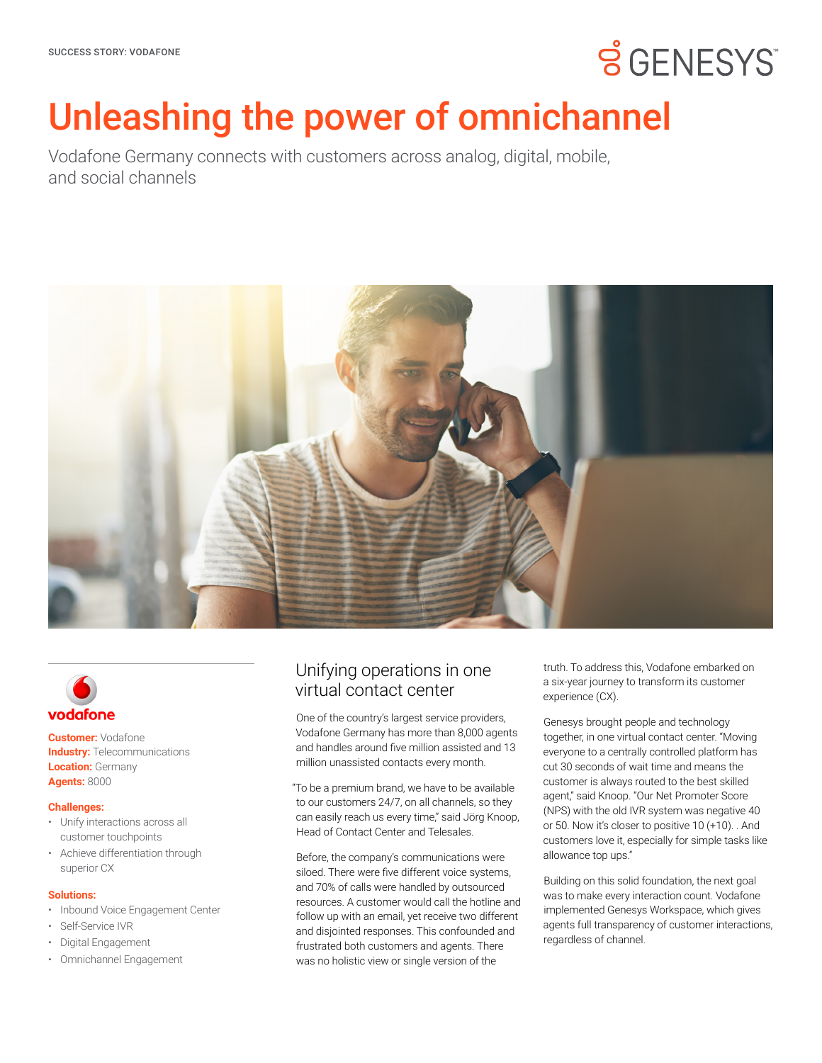SUCCESS STORY: VODAFONE

# Unleashing the power of omnichannel

Vodafone Germany connects with customers across analog, digital, mobile, and social channels

**Customer:** Vodafone
**Industry:** Telecommunications
**Location:** Germany
**Agents:** 8000

**Challenges:**

- Unify interactions across all customer touchpoints
- Achieve differentiation through superior CX

**Solutions:**

- Inbound Voice Engagement Center
- Self-Service IVR
- Digital Engagement
- Omnichannel Engagement

## Unifying operations in one virtual contact center

One of the country's largest service providers, Vodafone Germany has more than 8,000 agents and handles around five million assisted and 13 million unassisted contacts every month.

"To be a premium brand, we have to be available to our customers 24/7, on all channels, so they can easily reach us every time," said Jörg Knoop, Head of Contact Center and Telesales.

Before, the company's communications were siloed. There were five different voice systems, and 70% of calls were handled by outsourced resources. A customer would call the hotline and follow up with an email, yet receive two different and disjointed responses. This confounded and frustrated both customers and agents. There was no holistic view or single version of the truth. To address this, Vodafone embarked on a six-year journey to transform its customer experience (CX).

Genesys brought people and technology together, in one virtual contact center. "Moving everyone to a centrally controlled platform has cut 30 seconds of wait time and means the customer is always routed to the best skilled agent," said Knoop. "Our Net Promoter Score (NPS) with the old IVR system was negative 40 or 50. Now it's closer to positive 10 (+10). . And customers love it, especially for simple tasks like allowance top ups."

Building on this solid foundation, the next goal was to make every interaction count. Vodafone implemented Genesys Workspace, which gives agents full transparency of customer interactions, regardless of channel.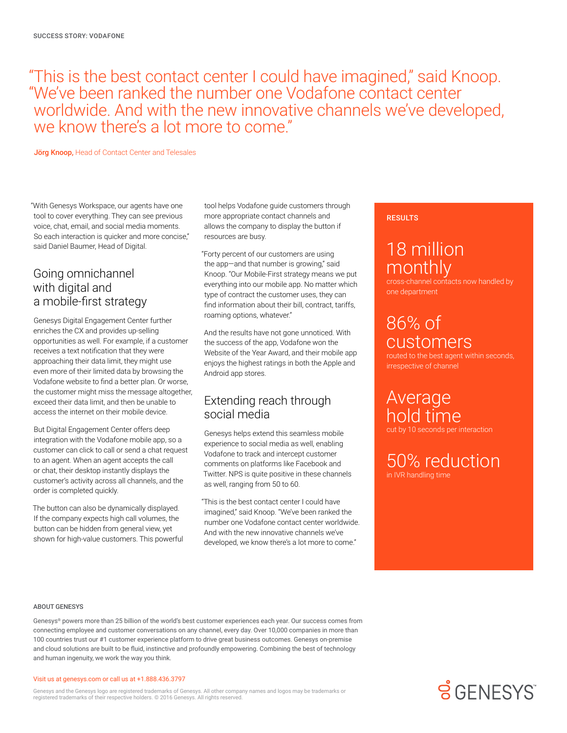SUCCESS STORY: VODAFONE

> "This is the best contact center I could have imagined," said Knoop. "We've been ranked the number one Vodafone contact center worldwide. And with the new innovative channels we've developed, we know there's a lot more to come."
>
> **Jörg Knoop,** Head of Contact Center and Telesales

"With Genesys Workspace, our agents have one tool to cover everything. They can see previous voice, chat, email, and social media moments. So each interaction is quicker and more concise," said Daniel Baumer, Head of Digital.

## Going omnichannel with digital and a mobile-first strategy

Genesys Digital Engagement Center further enriches the CX and provides up-selling opportunities as well. For example, if a customer receives a text notification that they were approaching their data limit, they might use even more of their limited data by browsing the Vodafone website to find a better plan. Or worse, the customer might miss the message altogether, exceed their data limit, and then be unable to access the internet on their mobile device.

But Digital Engagement Center offers deep integration with the Vodafone mobile app, so a customer can click to call or send a chat request to an agent. When an agent accepts the call or chat, their desktop instantly displays the customer's activity across all channels, and the order is completed quickly.

The button can also be dynamically displayed. If the company expects high call volumes, the button can be hidden from general view, yet shown for high-value customers. This powerful tool helps Vodafone guide customers through more appropriate contact channels and allows the company to display the button if resources are busy.

"Forty percent of our customers are using the app—and that number is growing," said Knoop. "Our Mobile-First strategy means we put everything into our mobile app. No matter which type of contract the customer uses, they can find information about their bill, contract, tariffs, roaming options, whatever."

And the results have not gone unnoticed. With the success of the app, Vodafone won the Website of the Year Award, and their mobile app enjoys the highest ratings in both the Apple and Android app stores.

## Extending reach through social media

Genesys helps extend this seamless mobile experience to social media as well, enabling Vodafone to track and intercept customer comments on platforms like Facebook and Twitter. NPS is quite positive in these channels as well, ranging from 50 to 60.

"This is the best contact center I could have imagined," said Knoop. "We've been ranked the number one Vodafone contact center worldwide. And with the new innovative channels we've developed, we know there's a lot more to come."

### RESULTS

**18 million monthly**
cross-channel contacts now handled by one department

**86% of customers**
routed to the best agent within seconds, irrespective of channel

**Average hold time**
cut by 10 seconds per interaction

**50% reduction**
in IVR handling time

### ABOUT GENESYS

Genesys® powers more than 25 billion of the world's best customer experiences each year. Our success comes from connecting employee and customer conversations on any channel, every day. Over 10,000 companies in more than 100 countries trust our #1 customer experience platform to drive great business outcomes. Genesys on-premise and cloud solutions are built to be fluid, instinctive and profoundly empowering. Combining the best of technology and human ingenuity, we work the way you think.

Visit us at genesys.com or call us at +1.888.436.3797

Genesys and the Genesys logo are registered trademarks of Genesys. All other company names and logos may be trademarks or registered trademarks of their respective holders. © 2016 Genesys. All rights reserved.

GENESYS™